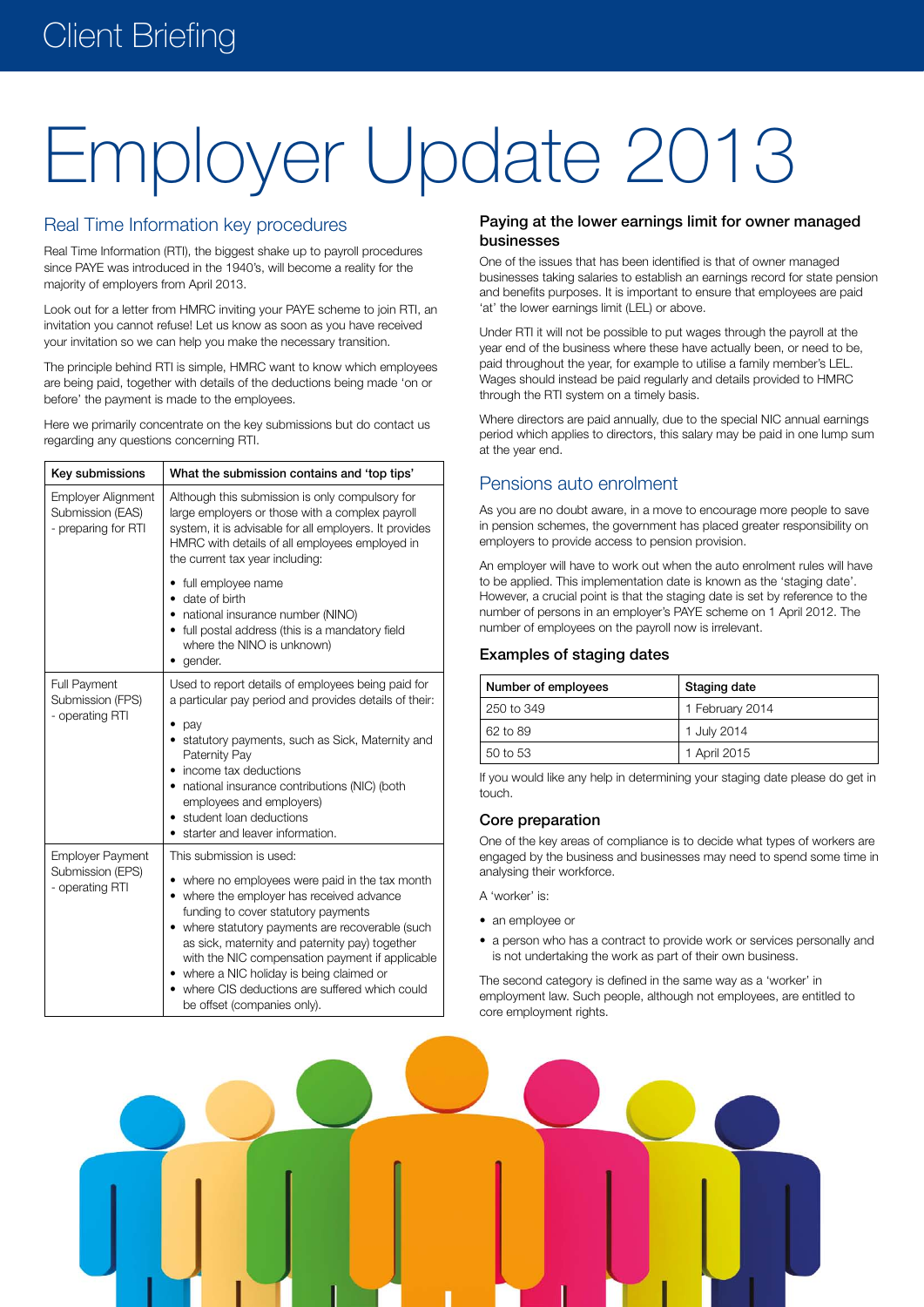# Employer Update 2013

## Real Time Information key procedures

Real Time Information (RTI), the biggest shake up to payroll procedures since PAYE was introduced in the 1940's, will become a reality for the majority of employers from April 2013.

Look out for a letter from HMRC inviting your PAYE scheme to join RTI, an invitation you cannot refuse! Let us know as soon as you have received your invitation so we can help you make the necessary transition.

The principle behind RTI is simple, HMRC want to know which employees are being paid, together with details of the deductions being made 'on or before' the payment is made to the employees.

Here we primarily concentrate on the key submissions but do contact us regarding any questions concerning RTI.

| Key submissions | What the submission contains and 'top tips' |
|---|---|
| Employer Alignment Submission (EAS) - preparing for RTI | Although this submission is only compulsory for large employers or those with a complex payroll system, it is advisable for all employers. It provides HMRC with details of all employees employed in the current tax year including:<br>• full employee name<br>• date of birth<br>• national insurance number (NINO)<br>• full postal address (this is a mandatory field where the NINO is unknown)<br>• gender. |
| Full Payment Submission (FPS) - operating RTI | Used to report details of employees being paid for a particular pay period and provides details of their:<br>• pay<br>• statutory payments, such as Sick, Maternity and Paternity Pay<br>• income tax deductions<br>• national insurance contributions (NIC) (both employees and employers)<br>• student loan deductions<br>• starter and leaver information. |
| Employer Payment Submission (EPS) - operating RTI | This submission is used:<br>• where no employees were paid in the tax month<br>• where the employer has received advance funding to cover statutory payments<br>• where statutory payments are recoverable (such as sick, maternity and paternity pay) together with the NIC compensation payment if applicable<br>• where a NIC holiday is being claimed or<br>• where CIS deductions are suffered which could be offset (companies only). |

### Paying at the lower earnings limit for owner managed businesses

One of the issues that has been identified is that of owner managed businesses taking salaries to establish an earnings record for state pension and benefits purposes. It is important to ensure that employees are paid 'at' the lower earnings limit (LEL) or above.

Under RTI it will not be possible to put wages through the payroll at the year end of the business where these have actually been, or need to be, paid throughout the year, for example to utilise a family member's LEL. Wages should instead be paid regularly and details provided to HMRC through the RTI system on a timely basis.

Where directors are paid annually, due to the special NIC annual earnings period which applies to directors, this salary may be paid in one lump sum at the year end.

## Pensions auto enrolment

As you are no doubt aware, in a move to encourage more people to save in pension schemes, the government has placed greater responsibility on employers to provide access to pension provision.

An employer will have to work out when the auto enrolment rules will have to be applied. This implementation date is known as the 'staging date'. However, a crucial point is that the staging date is set by reference to the number of persons in an employer's PAYE scheme on 1 April 2012. The number of employees on the payroll now is irrelevant.

### Examples of staging dates

| Number of employees | Staging date |
|---|---|
| 250 to 349 | 1 February 2014 |
| 62 to 89 | 1 July 2014 |
| 50 to 53 | 1 April 2015 |

If you would like any help in determining your staging date please do get in touch.

### Core preparation

One of the key areas of compliance is to decide what types of workers are engaged by the business and businesses may need to spend some time in analysing their workforce.

A 'worker' is:

- an employee or
- a person who has a contract to provide work or services personally and is not undertaking the work as part of their own business.

The second category is defined in the same way as a 'worker' in employment law. Such people, although not employees, are entitled to core employment rights.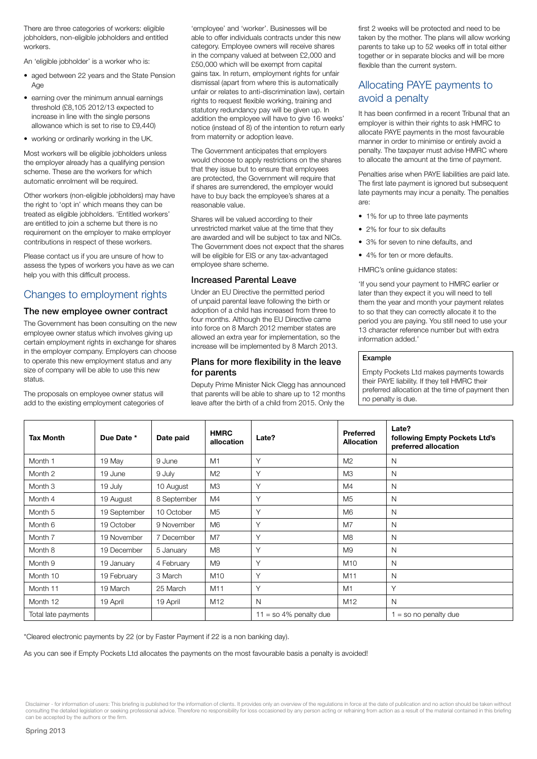There are three categories of workers: eligible jobholders, non-eligible jobholders and entitled workers.

An 'eligible jobholder' is a worker who is:

- aged between 22 years and the State Pension Age
- earning over the minimum annual earnings threshold (£8,105 2012/13 expected to increase in line with the single persons allowance which is set to rise to £9,440)
- working or ordinarily working in the UK.

Most workers will be eligible jobholders unless the employer already has a qualifying pension scheme. These are the workers for which automatic enrolment will be required.

Other workers (non-eligible jobholders) may have the right to 'opt in' which means they can be treated as eligible jobholders. 'Entitled workers' are entitled to join a scheme but there is no requirement on the employer to make employer contributions in respect of these workers.

Please contact us if you are unsure of how to assess the types of workers you have as we can help you with this difficult process.

## Changes to employment rights

### The new employee owner contract

The Government has been consulting on the new employee owner status which involves giving up certain employment rights in exchange for shares in the employer company. Employers can choose to operate this new employment status and any size of company will be able to use this new status.

The proposals on employee owner status will add to the existing employment categories of 'employee' and 'worker'. Businesses will be able to offer individuals contracts under this new category. Employee owners will receive shares in the company valued at between £2,000 and £50,000 which will be exempt from capital gains tax. In return, employment rights for unfair dismissal (apart from where this is automatically unfair or relates to anti-discrimination law), certain rights to request flexible working, training and statutory redundancy pay will be given up. In addition the employee will have to give 16 weeks' notice (instead of 8) of the intention to return early from maternity or adoption leave.

The Government anticipates that employers would choose to apply restrictions on the shares that they issue but to ensure that employees are protected, the Government will require that if shares are surrendered, the employer would have to buy back the employee's shares at a reasonable value.

Shares will be valued according to their unrestricted market value at the time that they are awarded and will be subject to tax and NICs. The Government does not expect that the shares will be eligible for EIS or any tax-advantaged employee share scheme.

### Increased Parental Leave

Under an EU Directive the permitted period of unpaid parental leave following the birth or adoption of a child has increased from three to four months. Although the EU Directive came into force on 8 March 2012 member states are allowed an extra year for implementation, so the increase will be implemented by 8 March 2013.

### Plans for more flexibility in the leave for parents

Deputy Prime Minister Nick Clegg has announced that parents will be able to share up to 12 months leave after the birth of a child from 2015. Only the first 2 weeks will be protected and need to be taken by the mother. The plans will allow working parents to take up to 52 weeks off in total either together or in separate blocks and will be more flexible than the current system.

## Allocating PAYE payments to avoid a penalty

It has been confirmed in a recent Tribunal that an employer is within their rights to ask HMRC to allocate PAYE payments in the most favourable manner in order to minimise or entirely avoid a penalty. The taxpayer must advise HMRC where to allocate the amount at the time of payment.

Penalties arise when PAYE liabilities are paid late. The first late payment is ignored but subsequent late payments may incur a penalty. The penalties are:

- 1% for up to three late payments
- 2% for four to six defaults
- 3% for seven to nine defaults, and
- 4% for ten or more defaults.

HMRC's online guidance states:

'If you send your payment to HMRC earlier or later than they expect it you will need to tell them the year and month your payment relates to so that they can correctly allocate it to the period you are paying. You still need to use your 13 character reference number but with extra information added.'

**Example**

Empty Pockets Ltd makes payments towards their PAYE liability. If they tell HMRC their preferred allocation at the time of payment then no penalty is due.

| Tax Month | Due Date * | Date paid | HMRC allocation | Late? | Preferred Allocation | Late? following Empty Pockets Ltd's preferred allocation |
|---|---|---|---|---|---|---|
| Month 1 | 19 May | 9 June | M1 | Y | M2 | N |
| Month 2 | 19 June | 9 July | M2 | Y | M3 | N |
| Month 3 | 19 July | 10 August | M3 | Y | M4 | N |
| Month 4 | 19 August | 8 September | M4 | Y | M5 | N |
| Month 5 | 19 September | 10 October | M5 | Y | M6 | N |
| Month 6 | 19 October | 9 November | M6 | Y | M7 | N |
| Month 7 | 19 November | 7 December | M7 | Y | M8 | N |
| Month 8 | 19 December | 5 January | M8 | Y | M9 | N |
| Month 9 | 19 January | 4 February | M9 | Y | M10 | N |
| Month 10 | 19 February | 3 March | M10 | Y | M11 | N |
| Month 11 | 19 March | 25 March | M11 | Y | M1 | Y |
| Month 12 | 19 April | 19 April | M12 | N | M12 | N |
| Total late payments | | | | 11 = so 4% penalty due | | 1 = so no penalty due |

*Cleared electronic payments by 22 (or by Faster Payment if 22 is a non banking day).

As you can see if Empty Pockets Ltd allocates the payments on the most favourable basis a penalty is avoided!

Disclaimer - for information of users: This briefing is published for the information of clients. It provides only an overview of the regulations in force at the date of publication and no action should be taken without consulting the detailed legislation or seeking professional advice. Therefore no responsibility for loss occasioned by any person acting or refraining from action as a result of the material contained in this briefing can be accepted by the authors or the firm.

Spring 2013